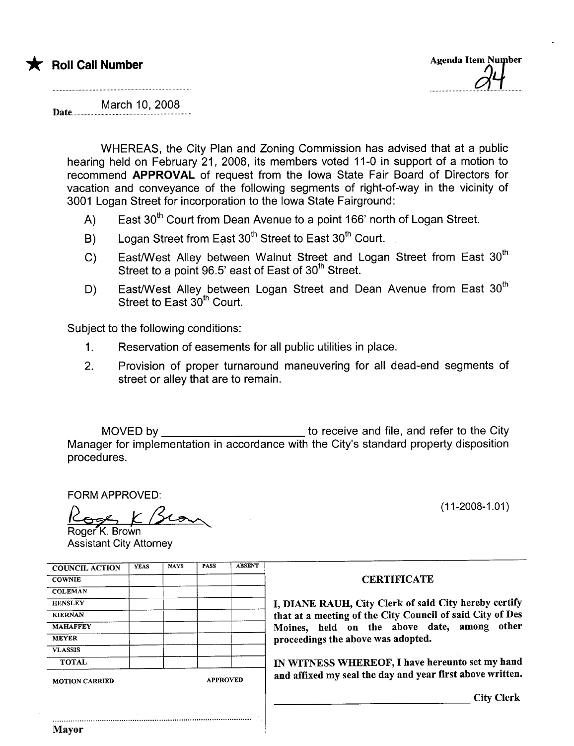★ **Roll Call Number**

Agenda Item Number 24

Date March 10, 2008

WHEREAS, the City Plan and Zoning Commission has advised that at a public hearing held on February 21, 2008, its members voted 11-0 in support of a motion to recommend **APPROVAL** of request from the Iowa State Fair Board of Directors for vacation and conveyance of the following segments of right-of-way in the vicinity of 3001 Logan Street for incorporation to the Iowa State Fairground:

A) East 30th Court from Dean Avenue to a point 166' north of Logan Street.

B) Logan Street from East 30th Street to East 30th Court.

C) East/West Alley between Walnut Street and Logan Street from East 30th Street to a point 96.5' east of East of 30th Street.

D) East/West Alley between Logan Street and Dean Avenue from East 30th Street to East 30th Court.

Subject to the following conditions:

1. Reservation of easements for all public utilities in place.
2. Provision of proper turnaround maneuvering for all dead-end segments of street or alley that are to remain.

MOVED by ______________________ to receive and file, and refer to the City Manager for implementation in accordance with the City's standard property disposition procedures.

FORM APPROVED:

Roger K. Brown
Roger K. Brown
Assistant City Attorney

(11-2008-1.01)

| COUNCIL ACTION | YEAS | NAYS | PASS | ABSENT |
|---|---|---|---|---|
| COWNIE | | | | |
| COLEMAN | | | | |
| HENSLEY | | | | |
| KIERNAN | | | | |
| MAHAFFEY | | | | |
| MEYER | | | | |
| VLASSIS | | | | |
| TOTAL | | | | |

MOTION CARRIED APPROVED

..............................................................................
Mayor

**CERTIFICATE**

**I, DIANE RAUH, City Clerk of said City hereby certify that at a meeting of the City Council of said City of Des Moines, held on the above date, among other proceedings the above was adopted.**

**IN WITNESS WHEREOF, I have hereunto set my hand and affixed my seal the day and year first above written.**

______________________________ **City Clerk**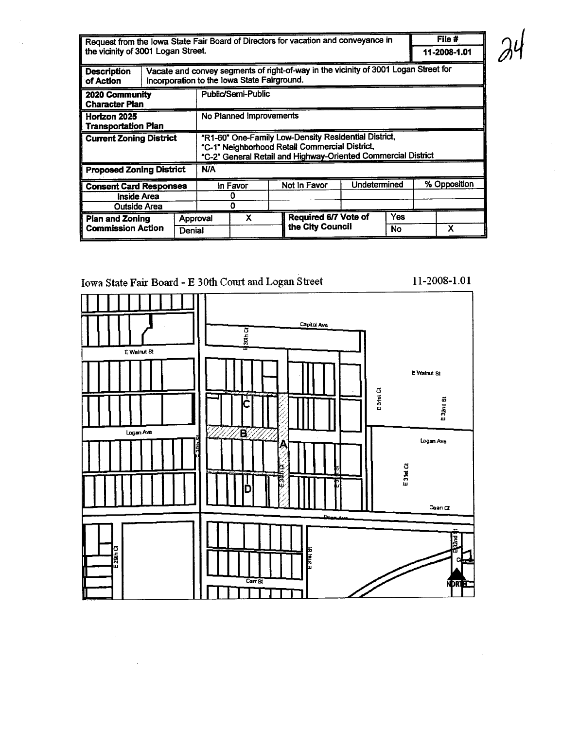| Request from the Iowa State Fair Board of Directors for vacation and conveyance in the vicinity of 3001 Logan Street. | | | | | | | File # 11-2008-1.01 |
|---|---|---|---|---|---|---|---|
| **Description of Action** | Vacate and convey segments of right-of-way in the vicinity of 3001 Logan Street for incorporation to the Iowa State Fairground. | | | | | | |
| **2020 Community Character Plan** | Public/Semi-Public | | | | | | |
| **Horizon 2025 Transportation Plan** | No Planned Improvements | | | | | | |
| **Current Zoning District** | "R1-60" One-Family Low-Density Residential District, "C-1" Neighborhood Retail Commercial District, "C-2" General Retail and Highway-Oriented Commercial District | | | | | | |
| **Proposed Zoning District** | N/A | | | | | | |
| **Consent Card Responses** | | In Favor | Not In Favor | Undetermined | | % Opposition | |
| Inside Area | | 0 | | | | | |
| Outside Area | | 0 | | | | | |
| **Plan and Zoning Commission Action** | Approval | X | **Required 6/7 Vote of the City Council** | Yes | | | |
| | Denial | | | No | | X | |

Iowa State Fair Board - E 30th Court and Logan Street

11-2008-1.01

Capitol Ave

E 30th Ct

E Walnut St

E 31st Ct

E 32nd St

Logan Ave

E 30th St

A

B

C

D

E 31st St

Dean Ct

Dean Ave

E 28th Ct

Carr St

NORTH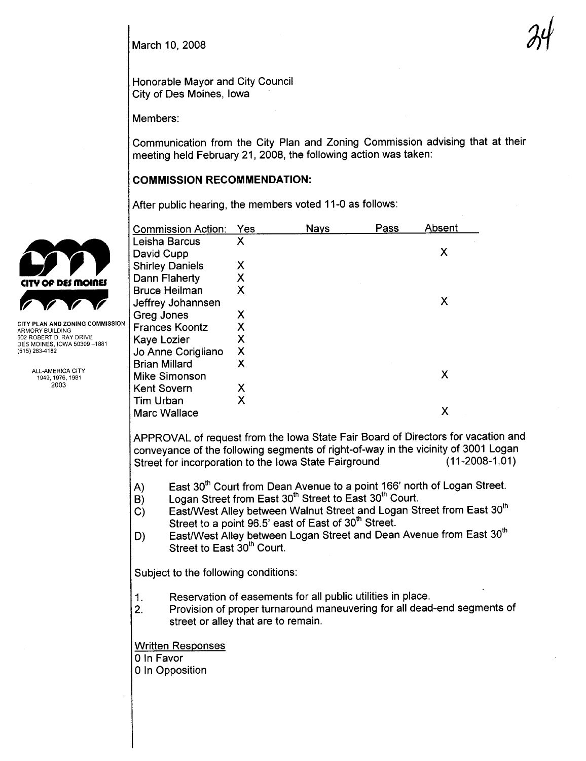March 10, 2008

Honorable Mayor and City Council
City of Des Moines, Iowa

Members:

Communication from the City Plan and Zoning Commission advising that at their meeting held February 21, 2008, the following action was taken:

CITY PLAN AND ZONING COMMISSION
ARMORY BUILDING
602 ROBERT D. RAY DRIVE
DES MOINES, IOWA 50309-1881
(515) 283-4182

ALL-AMERICA CITY
1949, 1976, 1981
2003

## COMMISSION RECOMMENDATION:

After public hearing, the members voted 11-0 as follows:

| Commission Action: | Yes | Nays | Pass | Absent |
|---|---|---|---|---|
| Leisha Barcus | X | | | |
| David Cupp | | | | X |
| Shirley Daniels | X | | | |
| Dann Flaherty | X | | | |
| Bruce Heilman | X | | | |
| Jeffrey Johannsen | | | | X |
| Greg Jones | X | | | |
| Frances Koontz | X | | | |
| Kaye Lozier | X | | | |
| Jo Anne Corigliano | X | | | |
| Brian Millard | X | | | |
| Mike Simonson | | | | X |
| Kent Sovern | X | | | |
| Tim Urban | X | | | |
| Marc Wallace | | | | X |

APPROVAL of request from the Iowa State Fair Board of Directors for vacation and conveyance of the following segments of right-of-way in the vicinity of 3001 Logan Street for incorporation to the Iowa State Fairground (11-2008-1.01)

A) East 30th Court from Dean Avenue to a point 166' north of Logan Street.
B) Logan Street from East 30th Street to East 30th Court.
C) East/West Alley between Walnut Street and Logan Street from East 30th Street to a point 96.5' east of East of 30th Street.
D) East/West Alley between Logan Street and Dean Avenue from East 30th Street to East 30th Court.

Subject to the following conditions:

1. Reservation of easements for all public utilities in place.
2. Provision of proper turnaround maneuvering for all dead-end segments of street or alley that are to remain.

Written Responses
0 In Favor
0 In Opposition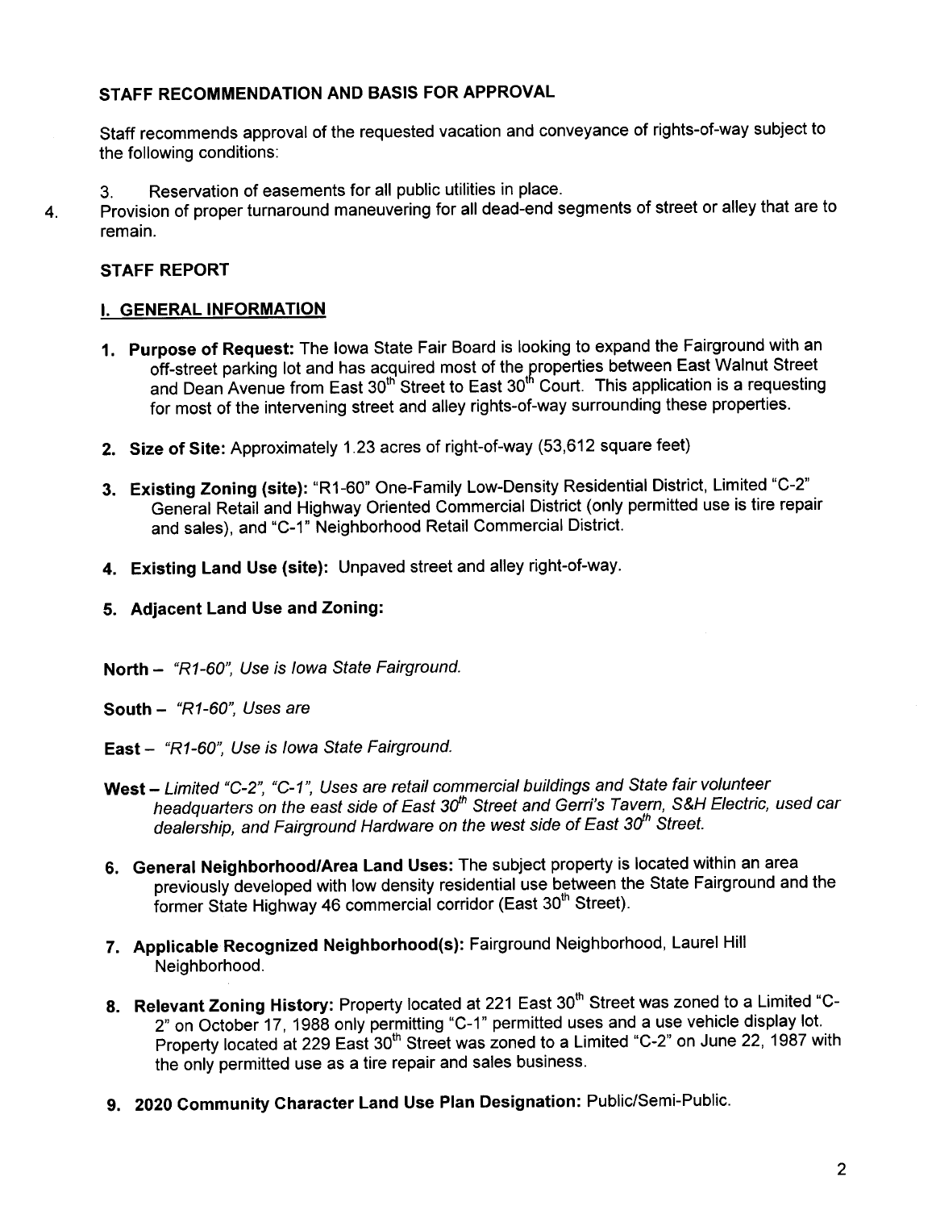## STAFF RECOMMENDATION AND BASIS FOR APPROVAL

Staff recommends approval of the requested vacation and conveyance of rights-of-way subject to the following conditions:

3. Reservation of easements for all public utilities in place.
4. Provision of proper turnaround maneuvering for all dead-end segments of street or alley that are to remain.

## STAFF REPORT

### I. GENERAL INFORMATION

1. **Purpose of Request:** The Iowa State Fair Board is looking to expand the Fairground with an off-street parking lot and has acquired most of the properties between East Walnut Street and Dean Avenue from East 30th Street to East 30th Court. This application is a requesting for most of the intervening street and alley rights-of-way surrounding these properties.

2. **Size of Site:** Approximately 1.23 acres of right-of-way (53,612 square feet)

3. **Existing Zoning (site):** "R1-60" One-Family Low-Density Residential District, Limited "C-2" General Retail and Highway Oriented Commercial District (only permitted use is tire repair and sales), and "C-1" Neighborhood Retail Commercial District.

4. **Existing Land Use (site):** Unpaved street and alley right-of-way.

5. **Adjacent Land Use and Zoning:**

**North** – *"R1-60", Use is Iowa State Fairground.*

**South** – *"R1-60", Uses are*

**East** – *"R1-60", Use is Iowa State Fairground.*

**West** – *Limited "C-2", "C-1", Uses are retail commercial buildings and State fair volunteer headquarters on the east side of East 30th Street and Gerri's Tavern, S&H Electric, used car dealership, and Fairground Hardware on the west side of East 30th Street.*

6. **General Neighborhood/Area Land Uses:** The subject property is located within an area previously developed with low density residential use between the State Fairground and the former State Highway 46 commercial corridor (East 30th Street).

7. **Applicable Recognized Neighborhood(s):** Fairground Neighborhood, Laurel Hill Neighborhood.

8. **Relevant Zoning History:** Property located at 221 East 30th Street was zoned to a Limited "C-2" on October 17, 1988 only permitting "C-1" permitted uses and a use vehicle display lot. Property located at 229 East 30th Street was zoned to a Limited "C-2" on June 22, 1987 with the only permitted use as a tire repair and sales business.

9. **2020 Community Character Land Use Plan Designation:** Public/Semi-Public.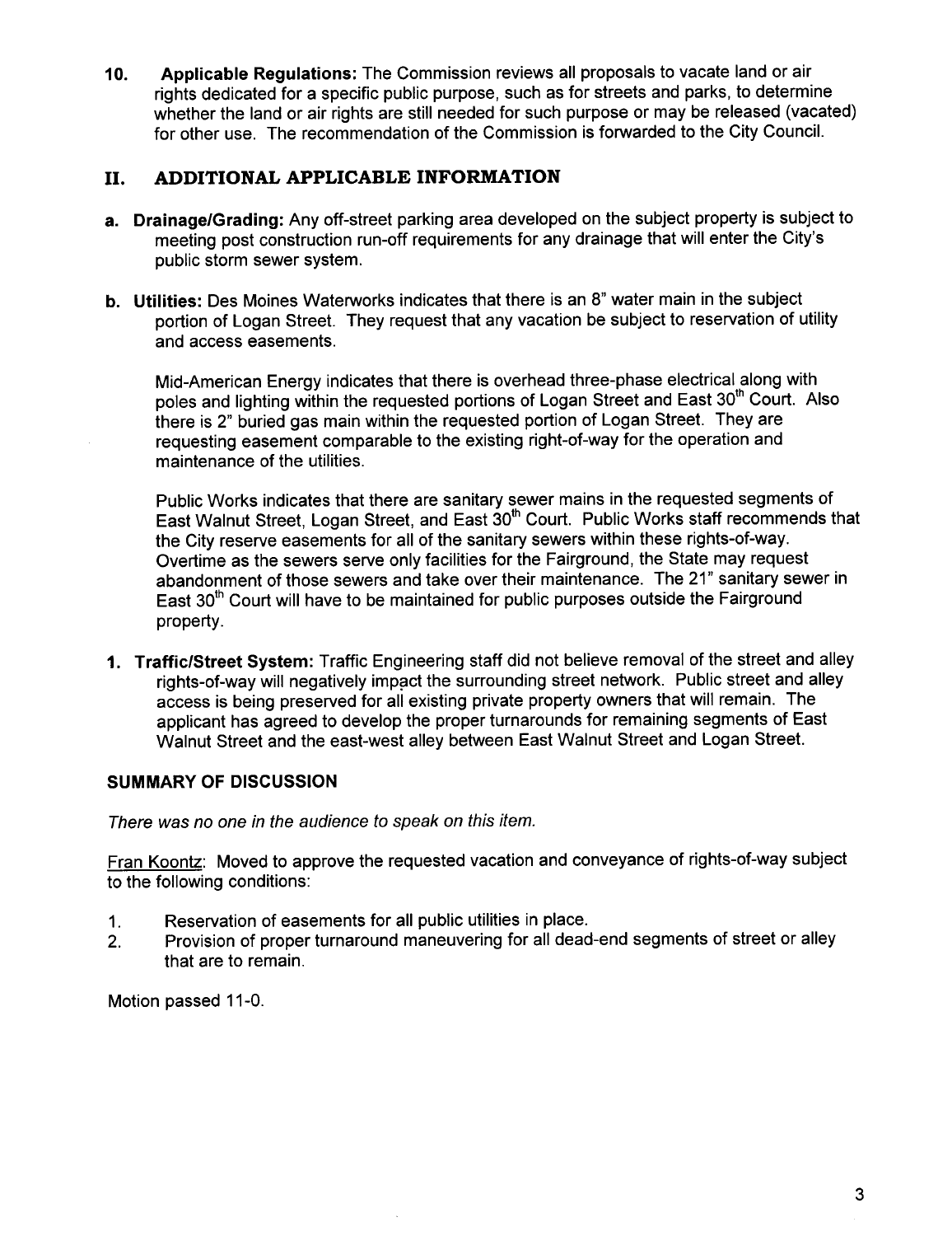10. **Applicable Regulations:** The Commission reviews all proposals to vacate land or air rights dedicated for a specific public purpose, such as for streets and parks, to determine whether the land or air rights are still needed for such purpose or may be released (vacated) for other use. The recommendation of the Commission is forwarded to the City Council.

## II. ADDITIONAL APPLICABLE INFORMATION

**a. Drainage/Grading:** Any off-street parking area developed on the subject property is subject to meeting post construction run-off requirements for any drainage that will enter the City's public storm sewer system.

**b. Utilities:** Des Moines Waterworks indicates that there is an 8" water main in the subject portion of Logan Street. They request that any vacation be subject to reservation of utility and access easements.

Mid-American Energy indicates that there is overhead three-phase electrical along with poles and lighting within the requested portions of Logan Street and East 30th Court. Also there is 2" buried gas main within the requested portion of Logan Street. They are requesting easement comparable to the existing right-of-way for the operation and maintenance of the utilities.

Public Works indicates that there are sanitary sewer mains in the requested segments of East Walnut Street, Logan Street, and East 30th Court. Public Works staff recommends that the City reserve easements for all of the sanitary sewers within these rights-of-way. Overtime as the sewers serve only facilities for the Fairground, the State may request abandonment of those sewers and take over their maintenance. The 21" sanitary sewer in East 30th Court will have to be maintained for public purposes outside the Fairground property.

**1. Traffic/Street System:** Traffic Engineering staff did not believe removal of the street and alley rights-of-way will negatively impact the surrounding street network. Public street and alley access is being preserved for all existing private property owners that will remain. The applicant has agreed to develop the proper turnarounds for remaining segments of East Walnut Street and the east-west alley between East Walnut Street and Logan Street.

**SUMMARY OF DISCUSSION**

*There was no one in the audience to speak on this item.*

Fran Koontz: Moved to approve the requested vacation and conveyance of rights-of-way subject to the following conditions:

1. Reservation of easements for all public utilities in place.
2. Provision of proper turnaround maneuvering for all dead-end segments of street or alley that are to remain.

Motion passed 11-0.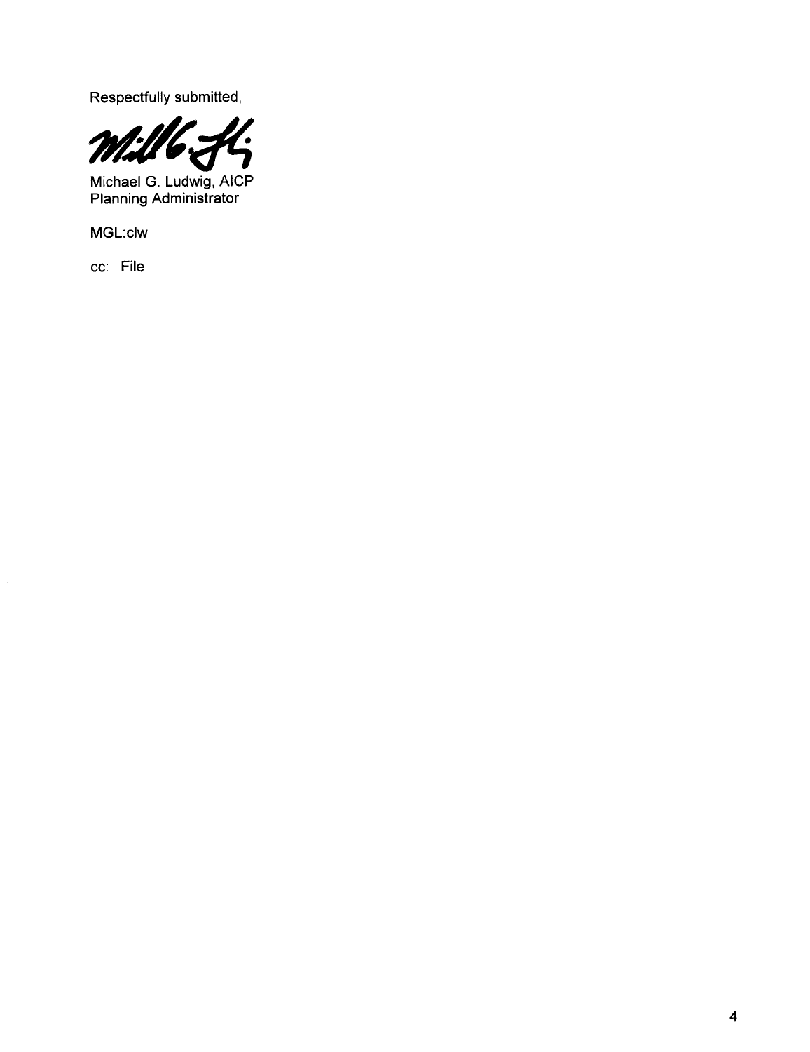Respectfully submitted,

Michael G. Ludwig, AICP
Planning Administrator

MGL:clw

cc: File